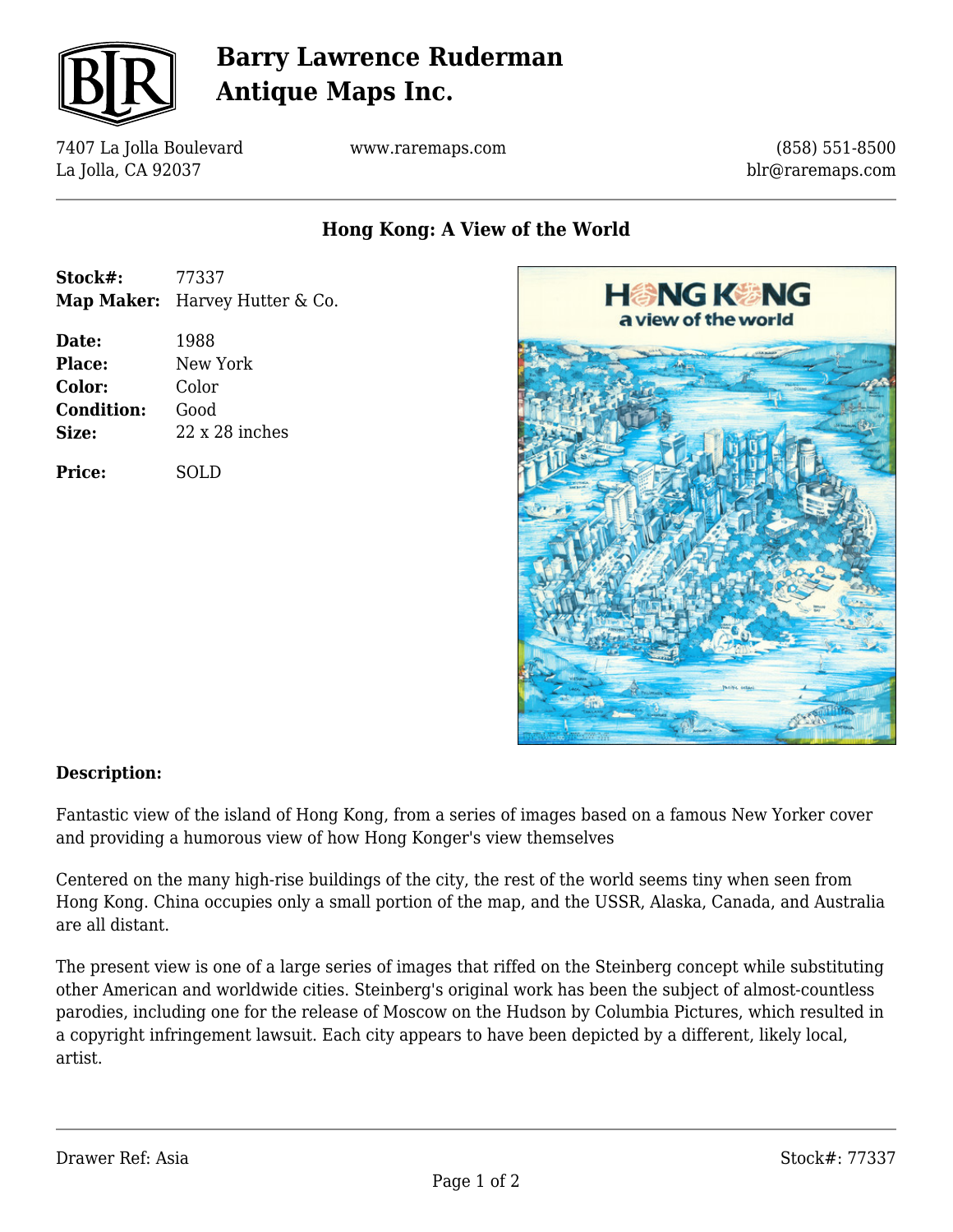# Barry Lawrence Ruderman Antique Maps Inc.

7407 La Jolla Boulevard
La Jolla, CA 92037

www.raremaps.com

(858) 551-8500
blr@raremaps.com

## Hong Kong: A View of the World

| | |
|---|---|
| **Stock#:** | 77337 |
| **Map Maker:** | Harvey Hutter & Co. |
| **Date:** | 1988 |
| **Place:** | New York |
| **Color:** | Color |
| **Condition:** | Good |
| **Size:** | 22 x 28 inches |
| **Price:** | SOLD |

**Description:**

Fantastic view of the island of Hong Kong, from a series of images based on a famous New Yorker cover and providing a humorous view of how Hong Konger's view themselves

Centered on the many high-rise buildings of the city, the rest of the world seems tiny when seen from Hong Kong. China occupies only a small portion of the map, and the USSR, Alaska, Canada, and Australia are all distant.

The present view is one of a large series of images that riffed on the Steinberg concept while substituting other American and worldwide cities. Steinberg's original work has been the subject of almost-countless parodies, including one for the release of Moscow on the Hudson by Columbia Pictures, which resulted in a copyright infringement lawsuit. Each city appears to have been depicted by a different, likely local, artist.

Drawer Ref: Asia

Stock#: 77337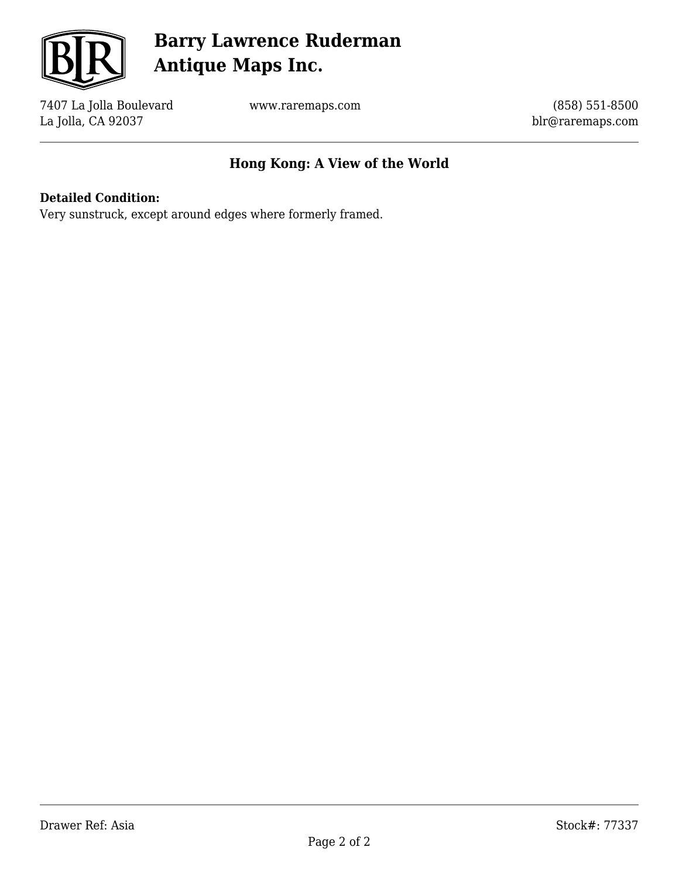## Hong Kong: A View of the World

**Detailed Condition:**
Very sunstruck, except around edges where formerly framed.